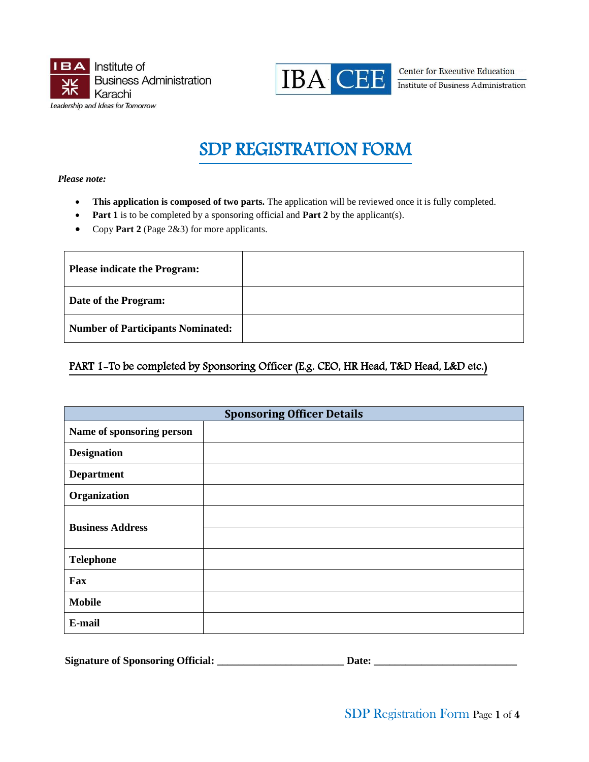Institute of Business Administration Karachi
Leadership and Ideas for Tomorrow

IBA CEE — Center for Executive Education, Institute of Business Administration

# SDP REGISTRATION FORM

***Please note:***

- **This application is composed of two parts.** The application will be reviewed once it is fully completed.
- **Part 1** is to be completed by a sponsoring official and **Part 2** by the applicant(s).
- Copy **Part 2** (Page 2&3) for more applicants.

| **Please indicate the Program:** | |
|---|---|
| **Date of the Program:** | |
| **Number of Participants Nominated:** | |

## PART 1-To be completed by Sponsoring Officer (E.g. CEO, HR Head, T&D Head, L&D etc.)

| **Sponsoring Officer Details** | |
|---|---|
| **Name of sponsoring person** | |
| **Designation** | |
| **Department** | |
| **Organization** | |
| **Business Address** | |
| | |
| **Telephone** | |
| **Fax** | |
| **Mobile** | |
| **E-mail** | |

**Signature of Sponsoring Official: ________________________ Date: ___________________________**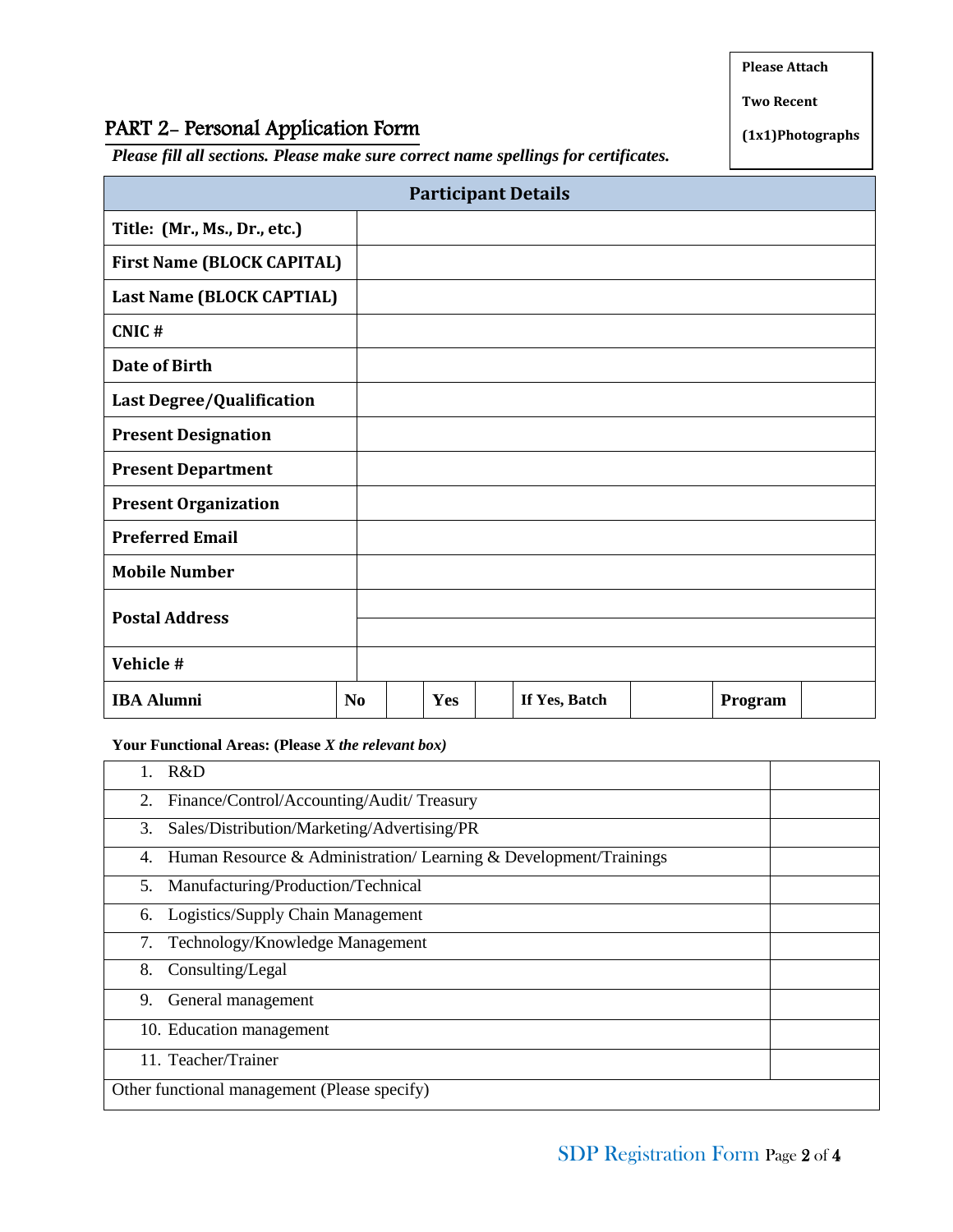Please Attach

Two Recent

(1x1)Photographs

## PART 2- Personal Application Form

***Please fill all sections. Please make sure correct name spellings for certificates.***

| Participant Details | |
|---|---|
| **Title: (Mr., Ms., Dr., etc.)** | |
| **First Name (BLOCK CAPITAL)** | |
| **Last Name (BLOCK CAPTIAL)** | |
| **CNIC #** | |
| **Date of Birth** | |
| **Last Degree/Qualification** | |
| **Present Designation** | |
| **Present Department** | |
| **Present Organization** | |
| **Preferred Email** | |
| **Mobile Number** | |
| **Postal Address** | |
| | |
| **Vehicle #** | |

| **IBA Alumni** | **No** | | **Yes** | | **If Yes, Batch** | | **Program** | |
|---|---|---|---|---|---|---|---|---|

**Your Functional Areas: (Please *X the relevant box)***

| Functional Area | |
|---|---|
| 1. R&D | |
| 2. Finance/Control/Accounting/Audit/ Treasury | |
| 3. Sales/Distribution/Marketing/Advertising/PR | |
| 4. Human Resource & Administration/ Learning & Development/Trainings | |
| 5. Manufacturing/Production/Technical | |
| 6. Logistics/Supply Chain Management | |
| 7. Technology/Knowledge Management | |
| 8. Consulting/Legal | |
| 9. General management | |
| 10. Education management | |
| 11. Teacher/Trainer | |
| Other functional management (Please specify) | |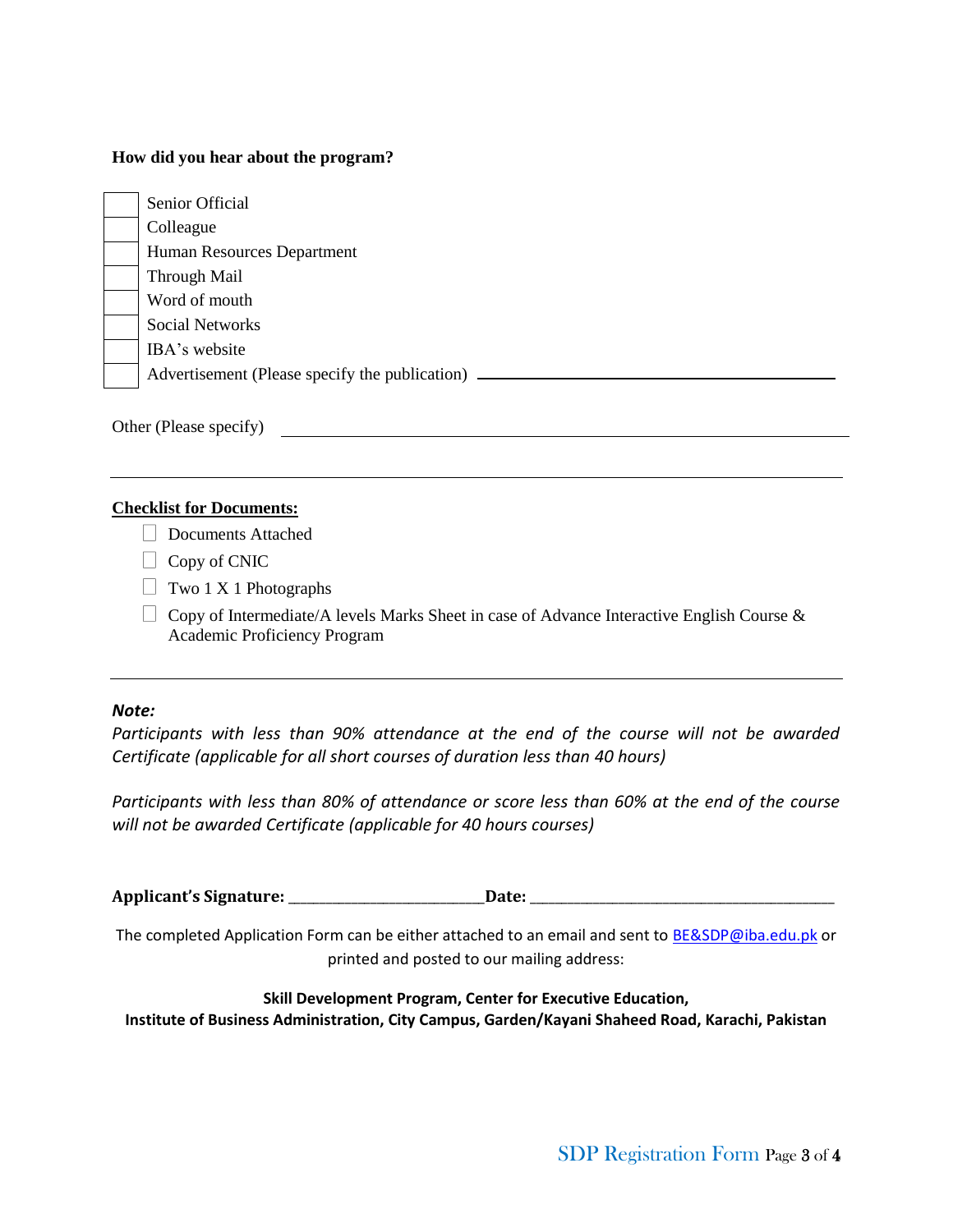**How did you hear about the program?**

- [ ] Senior Official
- [ ] Colleague
- [ ] Human Resources Department
- [ ] Through Mail
- [ ] Word of mouth
- [ ] Social Networks
- [ ] IBA's website
- [ ] Advertisement (Please specify the publication) ______________________________

Other (Please specify) ______________________________

---

**Checklist for Documents:**

- [ ] Documents Attached
- [ ] Copy of CNIC
- [ ] Two 1 X 1 Photographs
- [ ] Copy of Intermediate/A levels Marks Sheet in case of Advance Interactive English Course & Academic Proficiency Program

---

***Note:***

*Participants with less than 90% attendance at the end of the course will not be awarded Certificate (applicable for all short courses of duration less than 40 hours)*

*Participants with less than 80% of attendance or score less than 60% at the end of the course will not be awarded Certificate (applicable for 40 hours courses)*

**Applicant's Signature:** ______________________ **Date:** ______________________

The completed Application Form can be either attached to an email and sent to BE&SDP@iba.edu.pk or printed and posted to our mailing address:

**Skill Development Program, Center for Executive Education,**
**Institute of Business Administration, City Campus, Garden/Kayani Shaheed Road, Karachi, Pakistan**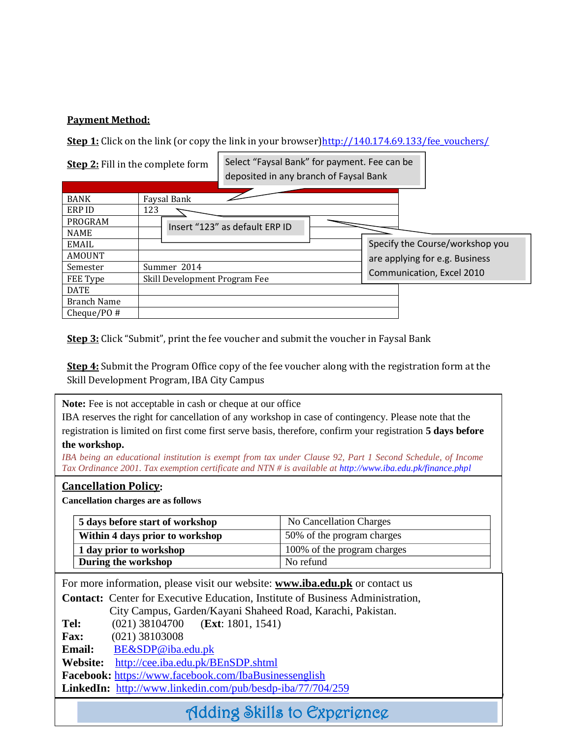**Payment Method:**

**Step 1:** Click on the link (or copy the link in your browser)http://140.174.69.133/fee_vouchers/

**Step 2:** Fill in the complete form

Select "Faysal Bank" for payment. Fee can be deposited in any branch of Faysal Bank

| | |
|---|---|
| BANK | Faysal Bank |
| ERP ID | 123 |
| PROGRAM | |
| NAME | |
| EMAIL | |
| AMOUNT | |
| Semester | Summer 2014 |
| FEE Type | Skill Development Program Fee |
| DATE | |
| Branch Name | |
| Cheque/PO # | |

Insert "123" as default ERP ID

Specify the Course/workshop you are applying for e.g. Business Communication, Excel 2010

**Step 3:** Click "Submit", print the fee voucher and submit the voucher in Faysal Bank

**Step 4:** Submit the Program Office copy of the fee voucher along with the registration form at the Skill Development Program, IBA City Campus

**Note:** Fee is not acceptable in cash or cheque at our office
IBA reserves the right for cancellation of any workshop in case of contingency. Please note that the registration is limited on first come first serve basis, therefore, confirm your registration **5 days before the workshop.**

*IBA being an educational institution is exempt from tax under Clause 92, Part 1 Second Schedule, of Income Tax Ordinance 2001. Tax exemption certificate and NTN # is available at http://www.iba.edu.pk/finance.phpl*

## Cancellation Policy:

**Cancellation charges are as follows**

| | |
|---|---|
| **5 days before start of workshop** | No Cancellation Charges |
| **Within 4 days prior to workshop** | 50% of the program charges |
| **1 day prior to workshop** | 100% of the program charges |
| **During the workshop** | No refund |

For more information, please visit our website: **www.iba.edu.pk** or contact us

**Contact:** Center for Executive Education, Institute of Business Administration, City Campus, Garden/Kayani Shaheed Road, Karachi, Pakistan.
**Tel:** (021) 38104700 (**Ext**: 1801, 1541)
**Fax:** (021) 38103008
**Email:** BE&SDP@iba.edu.pk
**Website:** http://cee.iba.edu.pk/BEnSDP.shtml
**Facebook:** https://www.facebook.com/IbaBusinessenglish
**LinkedIn:** http://www.linkedin.com/pub/besdp-iba/77/704/259

Adding Skills to Experience